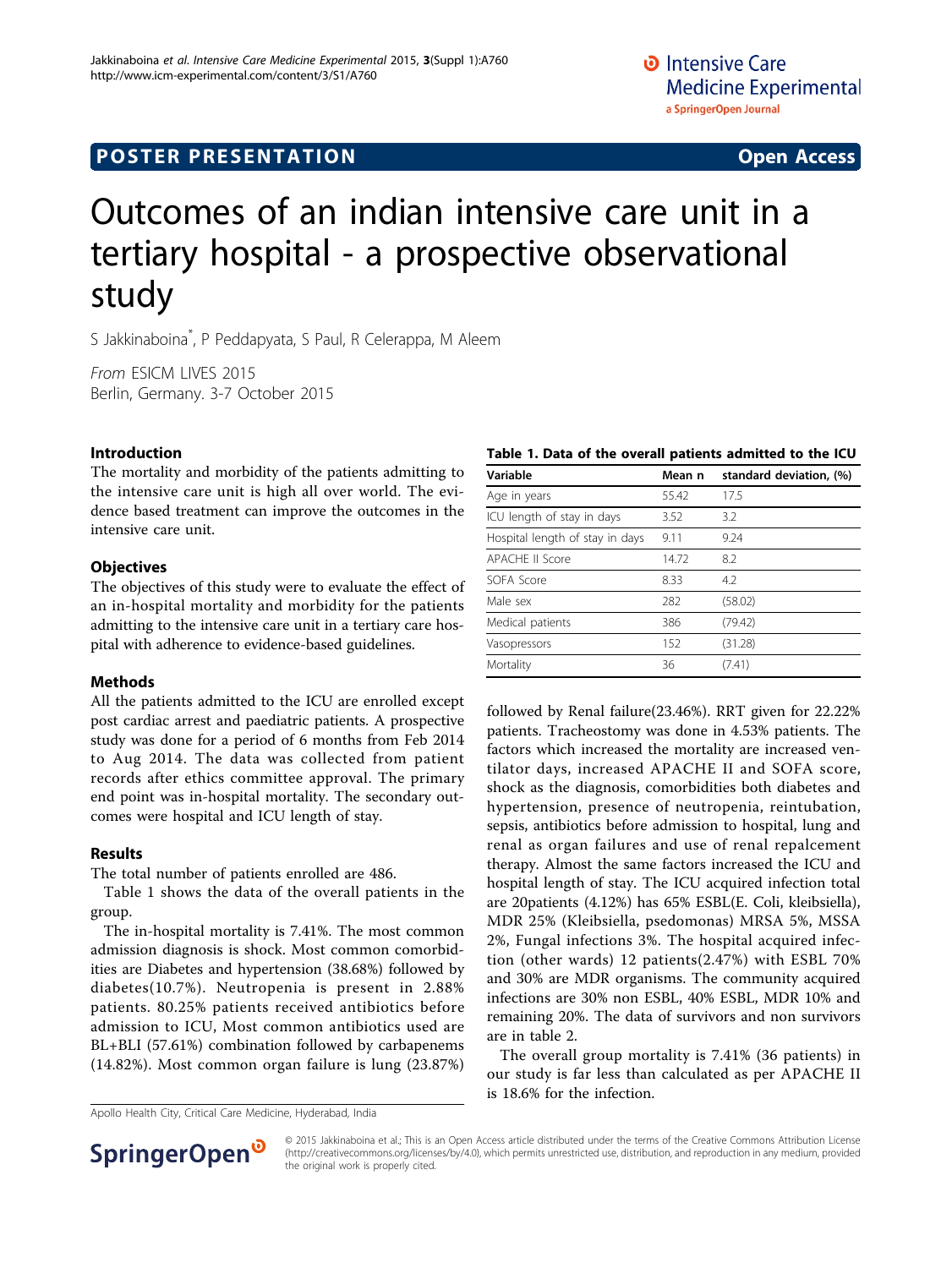# Outcomes of an indian intensive care unit in a tertiary hospital - a prospective observational study

S Jakkinaboina*, P Peddapyata, S Paul, R Celerappa, M Aleem

*From* ESICM LIVES 2015
Berlin, Germany. 3-7 October 2015

## Introduction

The mortality and morbidity of the patients admitting to the intensive care unit is high all over world. The evidence based treatment can improve the outcomes in the intensive care unit.

## Objectives

The objectives of this study were to evaluate the effect of an in-hospital mortality and morbidity for the patients admitting to the intensive care unit in a tertiary care hospital with adherence to evidence-based guidelines.

## Methods

All the patients admitted to the ICU are enrolled except post cardiac arrest and paediatric patients. A prospective study was done for a period of 6 months from Feb 2014 to Aug 2014. The data was collected from patient records after ethics committee approval. The primary end point was in-hospital mortality. The secondary outcomes were hospital and ICU length of stay.

## Results

The total number of patients enrolled are 486.

Table 1 shows the data of the overall patients in the group.

The in-hospital mortality is 7.41%. The most common admission diagnosis is shock. Most common comorbidities are Diabetes and hypertension (38.68%) followed by diabetes(10.7%). Neutropenia is present in 2.88% patients. 80.25% patients received antibiotics before admission to ICU, Most common antibiotics used are BL+BLI (57.61%) combination followed by carbapenems (14.82%). Most common organ failure is lung (23.87%) followed by Renal failure(23.46%). RRT given for 22.22% patients. Tracheostomy was done in 4.53% patients. The factors which increased the mortality are increased ventilator days, increased APACHE II and SOFA score, shock as the diagnosis, comorbidities both diabetes and hypertension, presence of neutropenia, reintubation, sepsis, antibiotics before admission to hospital, lung and renal as organ failures and use of renal repalcement therapy. Almost the same factors increased the ICU and hospital length of stay. The ICU acquired infection total are 20patients (4.12%) has 65% ESBL(E. Coli, kleibsiella), MDR 25% (Kleibsiella, psedomonas) MRSA 5%, MSSA 2%, Fungal infections 3%. The hospital acquired infection (other wards) 12 patients(2.47%) with ESBL 70% and 30% are MDR organisms. The community acquired infections are 30% non ESBL, 40% ESBL, MDR 10% and remaining 20%. The data of survivors and non survivors are in table 2.

**Table 1. Data of the overall patients admitted to the ICU**

| Variable | Mean n | standard deviation, (%) |
|---|---|---|
| Age in years | 55.42 | 17.5 |
| ICU length of stay in days | 3.52 | 3.2 |
| Hospital length of stay in days | 9.11 | 9.24 |
| APACHE II Score | 14.72 | 8.2 |
| SOFA Score | 8.33 | 4.2 |
| Male sex | 282 | (58.02) |
| Medical patients | 386 | (79.42) |
| Vasopressors | 152 | (31.28) |
| Mortality | 36 | (7.41) |

The overall group mortality is 7.41% (36 patients) in our study is far less than calculated as per APACHE II is 18.6% for the infection.

Apollo Health City, Critical Care Medicine, Hyderabad, India

© 2015 Jakkinaboina et al.; This is an Open Access article distributed under the terms of the Creative Commons Attribution License (http://creativecommons.org/licenses/by/4.0), which permits unrestricted use, distribution, and reproduction in any medium, provided the original work is properly cited.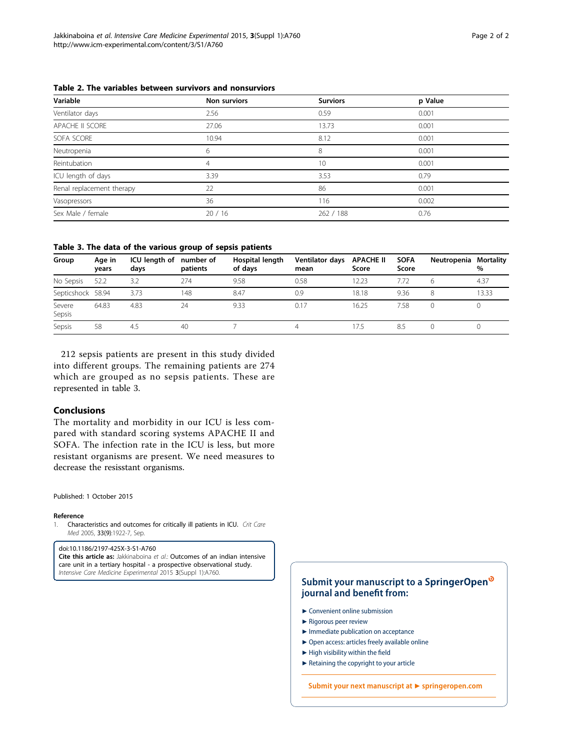**Table 2. The variables between survivors and nonsurviors**

| Variable | Non surviors | Surviors | p Value |
|---|---|---|---|
| Ventilator days | 2.56 | 0.59 | 0.001 |
| APACHE II SCORE | 27.06 | 13.73 | 0.001 |
| SOFA SCORE | 10.94 | 8.12 | 0.001 |
| Neutropenia | 6 | 8 | 0.001 |
| Reintubation | 4 | 10 | 0.001 |
| ICU length of days | 3.39 | 3.53 | 0.79 |
| Renal replacement therapy | 22 | 86 | 0.001 |
| Vasopressors | 36 | 116 | 0.002 |
| Sex Male / female | 20 / 16 | 262 / 188 | 0.76 |

**Table 3. The data of the various group of sepsis patients**

| Group | Age in years | ICU length of days | number of patients | Hospital length of days | Ventilator days mean | APACHE II Score | SOFA Score | Neutropenia | Mortality % |
|---|---|---|---|---|---|---|---|---|---|
| No Sepsis | 52.2 | 3.2 | 274 | 9.58 | 0.58 | 12.23 | 7.72 | 6 | 4.37 |
| Septicshock | 58.94 | 3.73 | 148 | 8.47 | 0.9 | 18.18 | 9.36 | 8 | 13.33 |
| Severe Sepsis | 64.83 | 4.83 | 24 | 9.33 | 0.17 | 16.25 | 7.58 | 0 | 0 |
| Sepsis | 58 | 4.5 | 40 | 7 | 4 | 17.5 | 8.5 | 0 | 0 |

212 sepsis patients are present in this study divided into different groups. The remaining patients are 274 which are grouped as no sepsis patients. These are represented in table 3.

## Conclusions

The mortality and morbidity in our ICU is less compared with standard scoring systems APACHE II and SOFA. The infection rate in the ICU is less, but more resistant organisms are present. We need measures to decrease the resisstant organisms.

Published: 1 October 2015

#### Reference

1. Characteristics and outcomes for critically ill patients in ICU. *Crit Care Med* 2005, **33(9)**:1922-7, Sep.

doi:10.1186/2197-425X-3-S1-A760
**Cite this article as:** Jakkinaboina *et al.*: Outcomes of an indian intensive care unit in a tertiary hospital - a prospective observational study. *Intensive Care Medicine Experimental* 2015 **3**(Suppl 1):A760.

**Submit your manuscript to a SpringerOpen journal and benefit from:**

- ► Convenient online submission
- ► Rigorous peer review
- ► Immediate publication on acceptance
- ► Open access: articles freely available online
- ► High visibility within the field
- ► Retaining the copyright to your article

**Submit your next manuscript at ► springeropen.com**